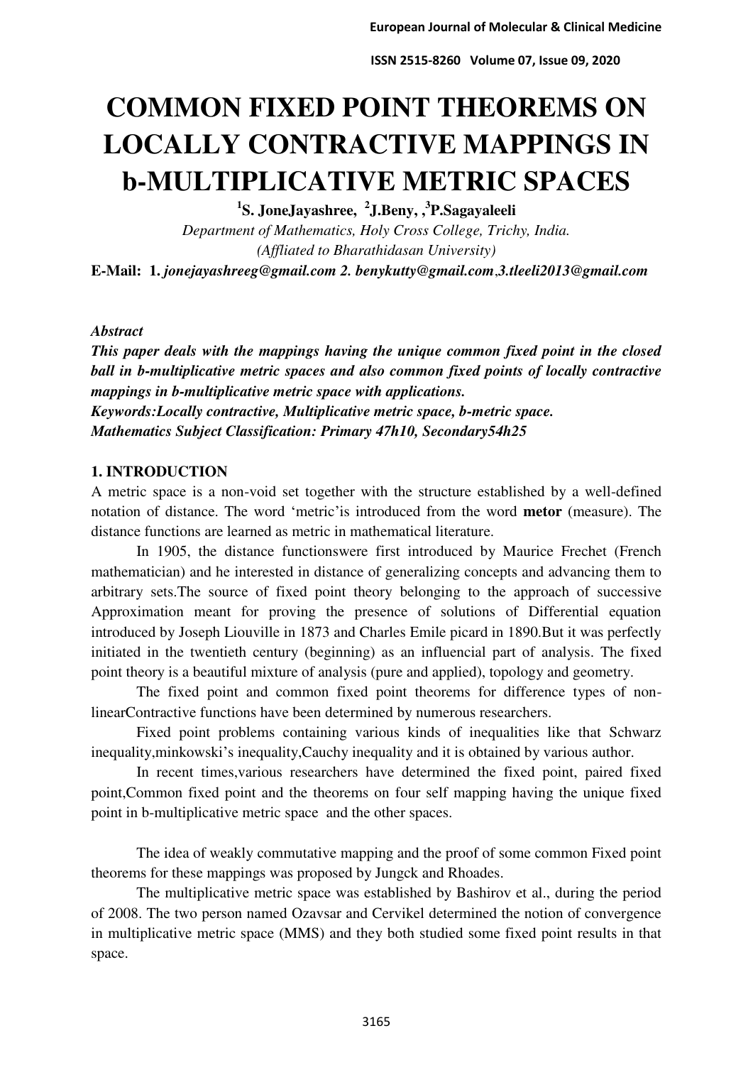# COMMON FIXED POINT THEOREMS ON LOCALLY CONTRACTIVE MAPPINGS IN b-MULTIPLICATIVE METRIC SPACES

**[1]S. JoneJayashree, [2]J.Beny, ,[3]P.Sagayaleeli**

*Department of Mathematics, Holy Cross College, Trichy, India.*
*(Affliated to Bharathidasan University)*

**E-Mail: 1.** ***jonejayashreeg@gmail.com 2. benykutty@gmail.com,3.tleeli2013@gmail.com***

***Abstract***

***This paper deals with the mappings having the unique common fixed point in the closed ball in b-multiplicative metric spaces and also common fixed points of locally contractive mappings in b-multiplicative metric space with applications.***

***Keywords:Locally contractive, Multiplicative metric space, b-metric space.***

***Mathematics Subject Classification: Primary 47h10, Secondary54h25***

## 1. INTRODUCTION

A metric space is a non-void set together with the structure established by a well-defined notation of distance. The word 'metric'is introduced from the word **metor** (measure). The distance functions are learned as metric in mathematical literature.

In 1905, the distance functionswere first introduced by Maurice Frechet (French mathematician) and he interested in distance of generalizing concepts and advancing them to arbitrary sets.The source of fixed point theory belonging to the approach of successive Approximation meant for proving the presence of solutions of Differential equation introduced by Joseph Liouville in 1873 and Charles Emile picard in 1890.But it was perfectly initiated in the twentieth century (beginning) as an influencial part of analysis. The fixed point theory is a beautiful mixture of analysis (pure and applied), topology and geometry.

The fixed point and common fixed point theorems for difference types of non-linearContractive functions have been determined by numerous researchers.

Fixed point problems containing various kinds of inequalities like that Schwarz inequality,minkowski's inequality,Cauchy inequality and it is obtained by various author.

In recent times,various researchers have determined the fixed point, paired fixed point,Common fixed point and the theorems on four self mapping having the unique fixed point in b-multiplicative metric space and the other spaces.

The idea of weakly commutative mapping and the proof of some common Fixed point theorems for these mappings was proposed by Jungck and Rhoades.

The multiplicative metric space was established by Bashirov et al., during the period of 2008. The two person named Ozavsar and Cervikel determined the notion of convergence in multiplicative metric space (MMS) and they both studied some fixed point results in that space.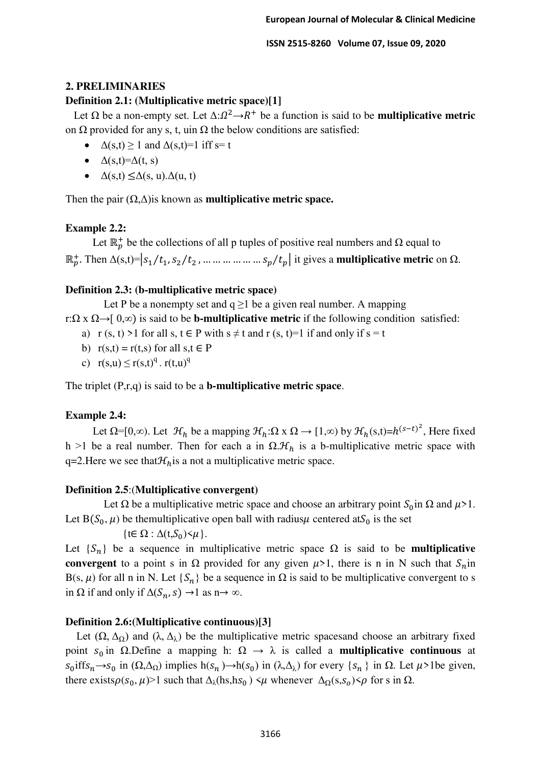## 2. PRELIMINARIES

**Definition 2.1: (Multiplicative metric space)[1]**

Let $\Omega$ be a non-empty set. Let $\Delta:\Omega^2 \rightarrow R^+$ be a function is said to be **multiplicative metric** on $\Omega$ provided for any s, t, uin $\Omega$ the below conditions are satisfied:

- $\Delta(s,t) \geq 1$ and $\Delta(s,t)=1$ iff s= t
- $\Delta(s,t)=\Delta(t, s)$
- $\Delta(s,t) \leq \Delta(s, u).\Delta(u, t)$

Then the pair $(\Omega,\Delta)$is known as **multiplicative metric space.**

**Example 2.2:**

Let $\mathbb{R}_p^+$ be the collections of all p tuples of positive real numbers and $\Omega$ equal to $\mathbb{R}_p^+$. Then $\Delta(s,t)=\left|s_1/t_1, s_2/t_2, \ldots \ldots \ldots \ldots \ldots \ldots s_p/t_p\right|$ it gives a **multiplicative metric** on $\Omega$.

**Definition 2.3: (b-multiplicative metric space)**

Let P be a nonempty set and $q \geq 1$ be a given real number. A mapping $r:\Omega \times \Omega \rightarrow [0,\infty)$ is said to be **b-multiplicative metric** if the following condition satisfied:

a) r (s, t) >1 for all s, t $\in$ P with s $\neq$ t and r (s, t)=1 if and only if s = t
b) r(s,t) = r(t,s) for all s,t $\in$ P
c) $r(s,u) \leq r(s,t)^q \cdot r(t,u)^q$

The triplet (P,r,q) is said to be a **b-multiplicative metric space**.

**Example 2.4:**

Let $\Omega=[0,\infty)$. Let $\mathcal{H}_h$ be a mapping $\mathcal{H}_h:\Omega \times \Omega \rightarrow [1,\infty)$ by $\mathcal{H}_h(s,t)=h^{(s-t)^2}$, Here fixed h >1 be a real number. Then for each a in $\Omega.\mathcal{H}_h$ is a b-multiplicative metric space with q=2.Here we see that$\mathcal{H}_h$is a not a multiplicative metric space.

**Definition 2.5**:(**Multiplicative convergent)**

Let $\Omega$ be a multiplicative metric space and choose an arbitrary point $S_0$in $\Omega$ and $\mu$>1. Let B($S_0$, $\mu$) be themultiplicative open ball with radius$\mu$ centered at$S_0$ is the set

$\{t\in \Omega : \Delta(t,S_0)<\mu\}$.

Let $\{S_n\}$ be a sequence in multiplicative metric space $\Omega$ is said to be **multiplicative convergent** to a point s in $\Omega$ provided for any given $\mu$>1, there is n in N such that $S_n$in B(s, $\mu$) for all n in N. Let $\{S_n\}$ be a sequence in $\Omega$ is said to be multiplicative convergent to s in $\Omega$ if and only if $\Delta(S_n, s) \rightarrow 1$ as n$\rightarrow \infty$.

**Definition 2.6:(Multiplicative continuous)[3]**

Let $(\Omega, \Delta_\Omega)$ and $(\lambda, \Delta_\lambda)$ be the multiplicative metric spacesand choose an arbitrary fixed point $s_0$ in $\Omega$.Define a mapping h: $\Omega \rightarrow \lambda$ is called a **multiplicative continuous** at $s_0$iff$s_n \rightarrow s_0$ in $(\Omega,\Delta_\Omega)$ implies h($s_n$)$\rightarrow$h($s_0$) in $(\lambda,\Delta_\lambda)$ for every $\{s_n\}$ in $\Omega$. Let $\mu$>1be given, there exists$\rho(s_0, \mu)$>1 such that $\Delta_\lambda$(hs,h$s_0$) <$\mu$ whenever $\Delta_\Omega$(s,$s_o$)<$\rho$ for s in $\Omega$.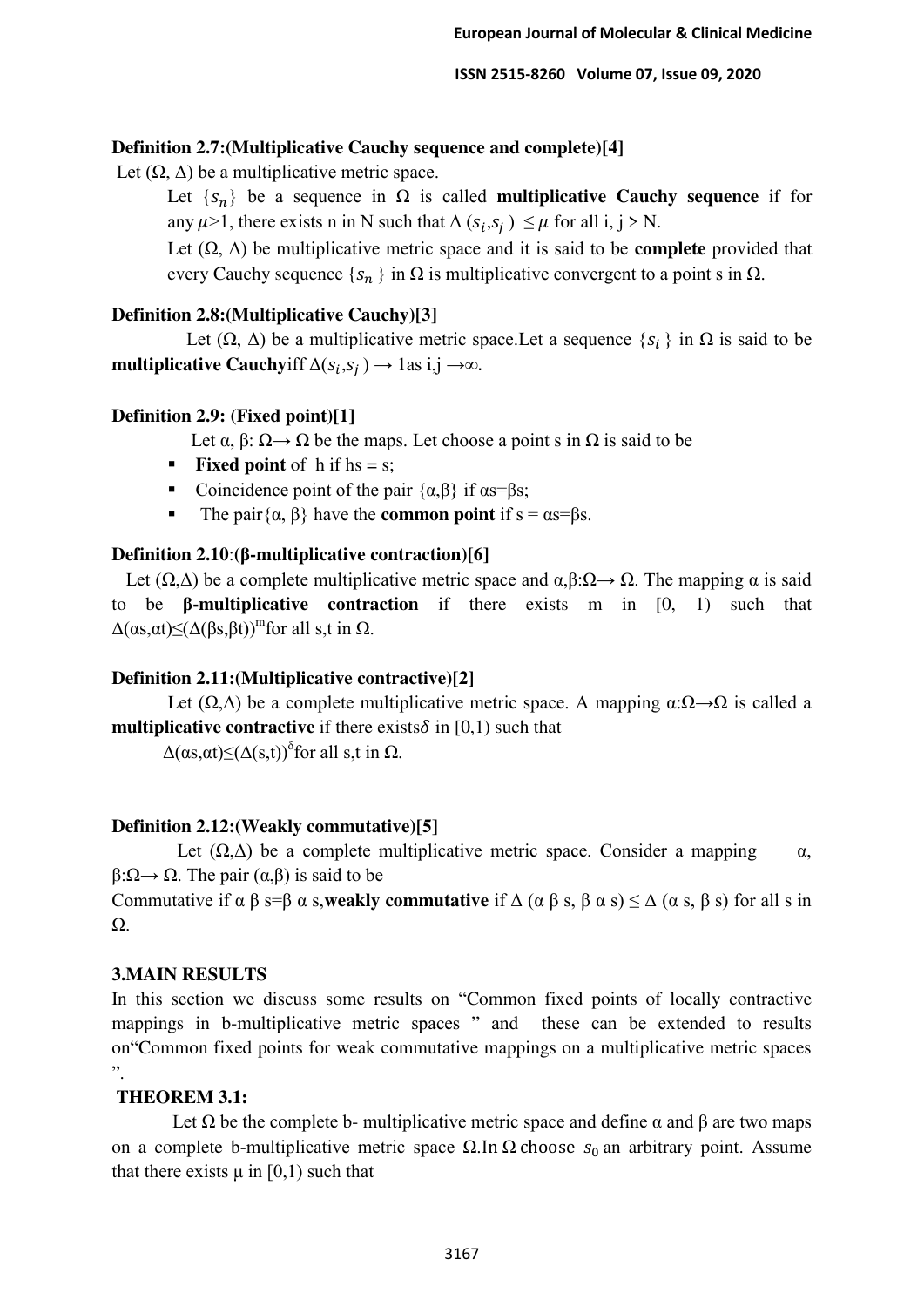**Definition 2.7:(Multiplicative Cauchy sequence and complete)[4]**

Let (Ω, Δ) be a multiplicative metric space.

Let $\{s_n\}$ be a sequence in Ω is called **multiplicative Cauchy sequence** if for any $\mu>1$, there exists n in N such that $\Delta(s_i,s_j) \leq \mu$ for all i, j > N.

Let (Ω, Δ) be multiplicative metric space and it is said to be **complete** provided that every Cauchy sequence $\{s_n\}$ in Ω is multiplicative convergent to a point s in Ω.

**Definition 2.8:(Multiplicative Cauchy)[3]**

Let (Ω, Δ) be a multiplicative metric space.Let a sequence $\{s_i\}$ in Ω is said to be **multiplicative Cauchy**iff $\Delta(s_i,s_j) \to 1$as i,j →∞.

**Definition 2.9: (Fixed point)[1]**

Let α, β: Ω→ Ω be the maps. Let choose a point s in Ω is said to be

- **Fixed point** of h if hs = s;
- Coincidence point of the pair {α,β} if αs=βs;
- The pair{α, β} have the **common point** if s = αs=βs.

**Definition 2.10:(β-multiplicative contraction)[6]**

Let (Ω,Δ) be a complete multiplicative metric space and α,β:Ω→ Ω. The mapping α is said to be **β-multiplicative contraction** if there exists m in [0, 1) such that $\Delta(\alpha s,\alpha t)\leq(\Delta(\beta s,\beta t))^m$for all s,t in Ω.

**Definition 2.11:(Multiplicative contractive)[2]**

Let (Ω,Δ) be a complete multiplicative metric space. A mapping α:Ω→Ω is called a **multiplicative contractive** if there exists$\delta$ in [0,1) such that

$\Delta(\alpha s,\alpha t)\leq(\Delta(s,t))^{\delta}$for all s,t in Ω.

**Definition 2.12:(Weakly commutative)[5]**

Let (Ω,Δ) be a complete multiplicative metric space. Consider a mapping α, β:Ω→ Ω. The pair (α,β) is said to be

Commutative if α β s=β α s,**weakly commutative** if Δ (α β s, β α s) ≤ Δ (α s, β s) for all s in Ω.

## 3.MAIN RESULTS

In this section we discuss some results on "Common fixed points of locally contractive mappings in b-multiplicative metric spaces " and these can be extended to results on"Common fixed points for weak commutative mappings on a multiplicative metric spaces ".

**THEOREM 3.1:**

Let Ω be the complete b- multiplicative metric space and define α and β are two maps on a complete b-multiplicative metric space Ω.In Ω choose $s_0$ an arbitrary point. Assume that there exists μ in [0,1) such that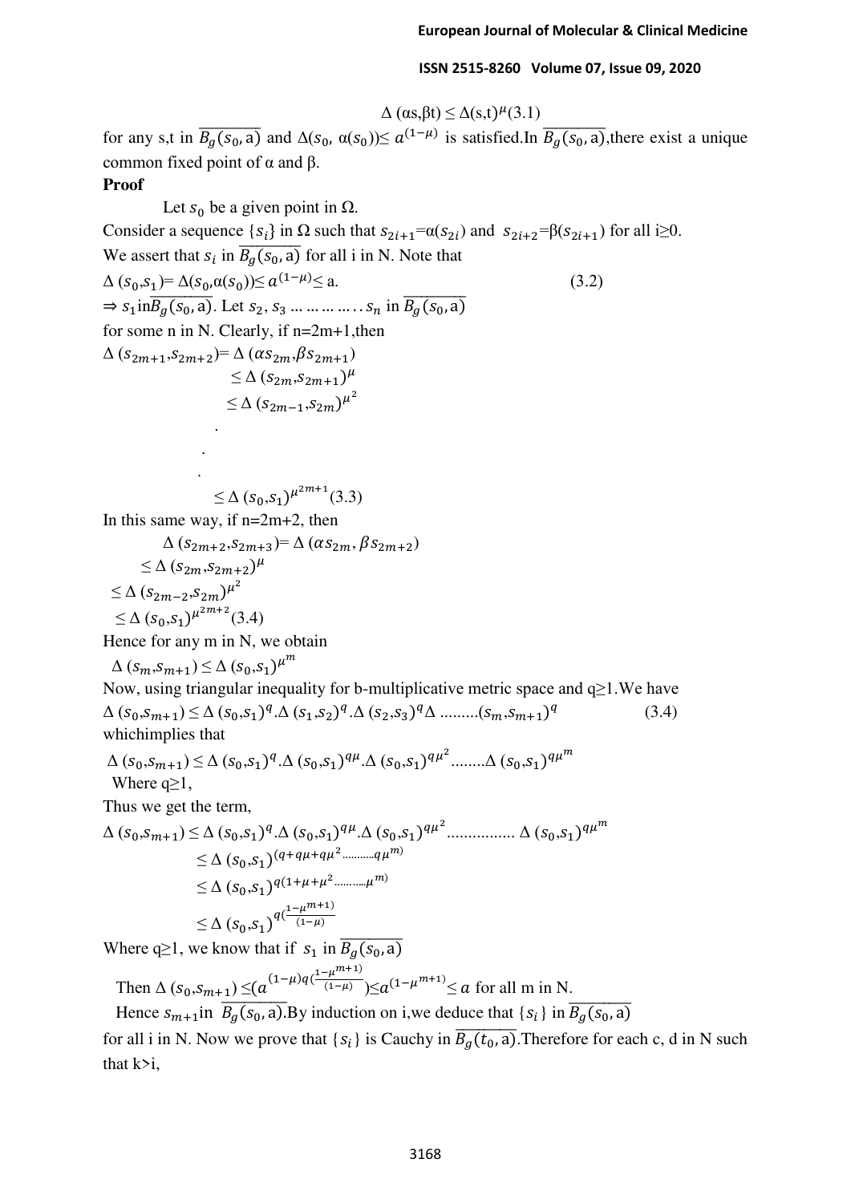$$\Delta(\alpha s,\beta t) \leq \Delta(s,t)^{\mu} (3.1)$$

for any s,t in $\overline{B_g(s_0,\mathrm{a})}$ and $\Delta(s_0, \alpha(s_0)) \leq a^{(1-\mu)}$ is satisfied.In $\overline{B_g(s_0,\mathrm{a})}$,there exist a unique common fixed point of α and β.

**Proof**

Let $s_0$ be a given point in Ω.

Consider a sequence $\{s_i\}$ in Ω such that $s_{2i+1}=\alpha(s_{2i})$ and $s_{2i+2}=\beta(s_{2i+1})$ for all i≥0.

We assert that $s_i$ in $\overline{B_g(s_0,\mathrm{a})}$ for all i in N. Note that

$$\Delta(s_0,s_1)= \Delta(s_0,\alpha(s_0)) \leq a^{(1-\mu)} \leq \mathrm{a}. \quad (3.2)$$

$\Rightarrow s_1$ in $\overline{B_g(s_0,\mathrm{a})}$. Let $s_2, s_3 \ldots \ldots \ldots \ldots s_n$ in $\overline{B_g(s_0,\mathrm{a})}$ for some n in N. Clearly, if n=2m+1,then

$$\begin{aligned}
\Delta(s_{2m+1},s_{2m+2}) &= \Delta(\alpha s_{2m},\beta s_{2m+1}) \\
&\leq \Delta(s_{2m},s_{2m+1})^{\mu} \\
&\leq \Delta(s_{2m-1},s_{2m})^{\mu^2} \\
&\;\;\vdots \\
&\leq \Delta(s_0,s_1)^{\mu^{2m+1}} (3.3)
\end{aligned}$$

In this same way, if n=2m+2, then

$$\begin{aligned}
\Delta(s_{2m+2},s_{2m+3}) &= \Delta(\alpha s_{2m}, \beta s_{2m+2}) \\
&\leq \Delta(s_{2m},s_{2m+2})^{\mu} \\
&\leq \Delta(s_{2m-2},s_{2m})^{\mu^2} \\
&\leq \Delta(s_0,s_1)^{\mu^{2m+2}} (3.4)
\end{aligned}$$

Hence for any m in N, we obtain

$$\Delta(s_m,s_{m+1}) \leq \Delta(s_0,s_1)^{\mu^m}$$

Now, using triangular inequality for b-multiplicative metric space and q≥1.We have

$$\Delta(s_0,s_{m+1}) \leq \Delta(s_0,s_1)^q.\Delta(s_1,s_2)^q.\Delta(s_2,s_3)^q\Delta \ldots\ldots\ldots(s_m,s_{m+1})^q \quad (3.4)$$

whichimplies that

$$\Delta(s_0,s_{m+1}) \leq \Delta(s_0,s_1)^q.\Delta(s_0,s_1)^{q\mu}.\Delta(s_0,s_1)^{q\mu^2}\ldots\ldots\Delta(s_0,s_1)^{q\mu^m}$$

Where q≥1,

Thus we get the term,

$$\begin{aligned}
\Delta(s_0,s_{m+1}) &\leq \Delta(s_0,s_1)^q.\Delta(s_0,s_1)^{q\mu}.\Delta(s_0,s_1)^{q\mu^2}\ldots\ldots\ldots\ldots\ldots\Delta(s_0,s_1)^{q\mu^m} \\
&\leq \Delta(s_0,s_1)^{(q+q\mu+q\mu^2\ldots\ldots\ldots q\mu^m)} \\
&\leq \Delta(s_0,s_1)^{q(1+\mu+\mu^2\ldots\ldots\ldots\mu^m)} \\
&\leq \Delta(s_0,s_1)^{q(\frac{1-\mu^{m+1})}{(1-\mu)}}
\end{aligned}$$

Where q≥1, we know that if $s_1$ in $\overline{B_g(s_0,\mathrm{a})}$

Then $\Delta(s_0,s_{m+1}) \leq (a^{(1-\mu)q(\frac{1-\mu^{m+1})}{(1-\mu)}}) \leq a^{(1-\mu^{m+1})} \leq a$ for all m in N.

Hence $s_{m+1}$in $\overline{B_g(s_0,\mathrm{a})}$.By induction on i,we deduce that $\{s_i\}$ in $\overline{B_g(s_0,\mathrm{a})}$ for all i in N. Now we prove that $\{s_i\}$ is Cauchy in $\overline{B_g(t_0,\mathrm{a})}$.Therefore for each c, d in N such that k>i,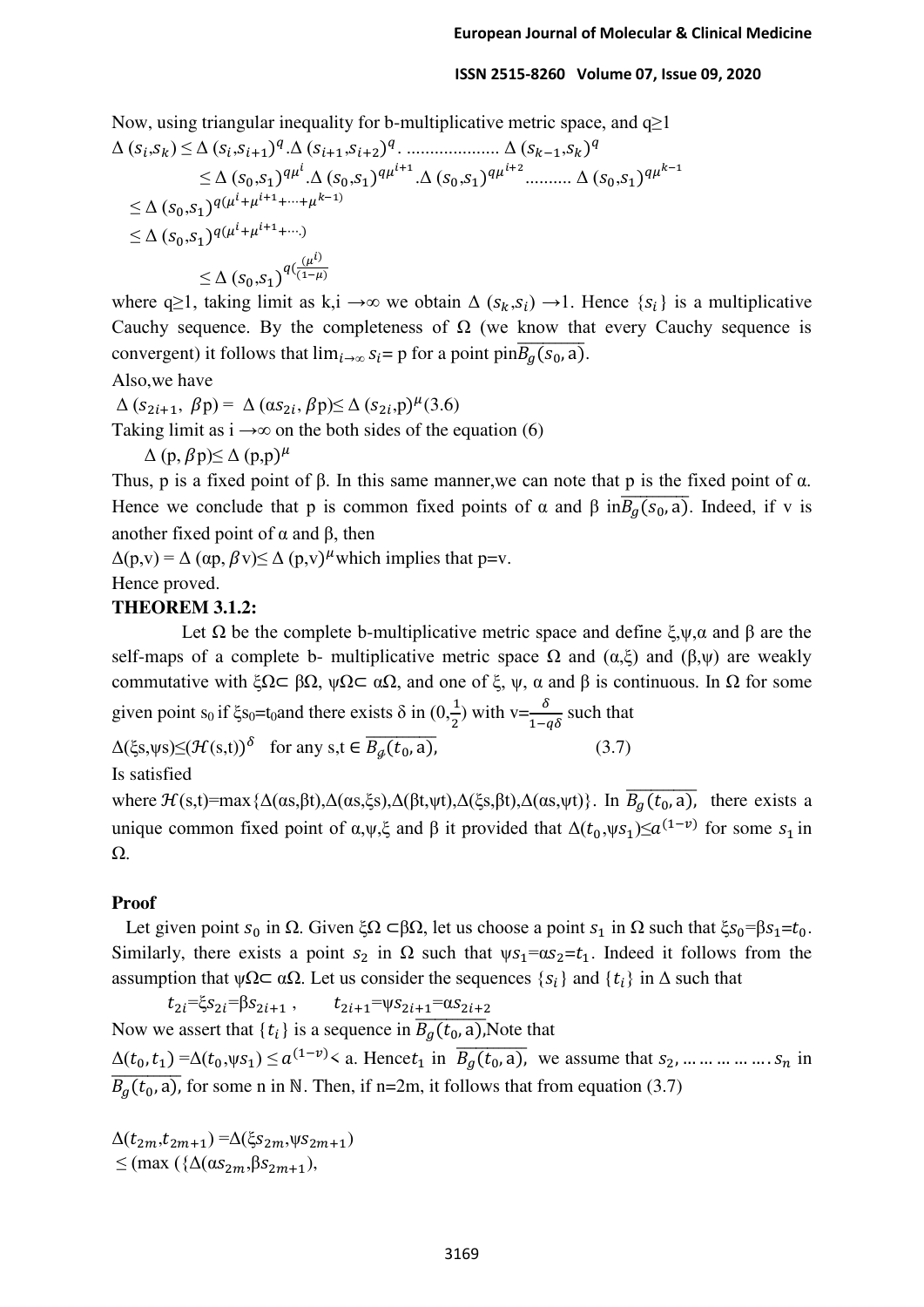Now, using triangular inequality for b-multiplicative metric space, and q≥1

$$\Delta(s_i, s_k) \leq \Delta(s_i, s_{i+1})^q . \Delta(s_{i+1}, s_{i+2})^q \ldots\ldots\ldots\ldots\ldots\ldots\ldots \Delta(s_{k-1}, s_k)^q$$

$$\leq \Delta(s_0, s_1)^{q\mu^i} . \Delta(s_0, s_1)^{q\mu^{i+1}} . \Delta(s_0, s_1)^{q\mu^{i+2}} \ldots\ldots\ldots \Delta(s_0, s_1)^{q\mu^{k-1}}$$

$$\leq \Delta(s_0, s_1)^{q(\mu^i + \mu^{i+1} + \cdots + \mu^{k-1})}$$

$$\leq \Delta(s_0, s_1)^{q(\mu^i + \mu^{i+1} + \cdots)}$$

$$\leq \Delta(s_0, s_1)^{q(\frac{(\mu^i)}{(1-\mu)}}$$

where q≥1, taking limit as k,i →∞ we obtain $\Delta(s_k, s_i) \to 1$. Hence $\{s_i\}$ is a multiplicative Cauchy sequence. By the completeness of Ω (we know that every Cauchy sequence is convergent) it follows that $\lim_{i\to\infty} s_i = p$ for a point p in $\overline{B_g(s_0, a)}$.

Also,we have

$\Delta(s_{2i+1}, \beta p) = \Delta(\alpha s_{2i}, \beta p) \leq \Delta(s_{2i}, p)^{\mu}$ (3.6)

Taking limit as i →∞ on the both sides of the equation (6)

$\Delta(p, \beta p) \leq \Delta(p, p)^{\mu}$

Thus, p is a fixed point of β. In this same manner,we can note that p is the fixed point of α. Hence we conclude that p is common fixed points of α and β in $\overline{B_g(s_0, a)}$. Indeed, if v is another fixed point of α and β, then

$\Delta(p, v) = \Delta(\alpha p, \beta v) \leq \Delta(p, v)^{\mu}$ which implies that p=v.

Hence proved.

**THEOREM 3.1.2:**

Let Ω be the complete b-multiplicative metric space and define ξ,ψ,α and β are the self-maps of a complete b- multiplicative metric space Ω and (α,ξ) and (β,ψ) are weakly commutative with ξΩ⊂ βΩ, ψΩ⊂ αΩ, and one of ξ, ψ, α and β is continuous. In Ω for some given point $s_0$ if $\xi s_0 = t_0$ and there exists δ in $(0, \frac{1}{2})$ with $v = \frac{\delta}{1 - q\delta}$ such that

$\Delta(\xi s, \psi s) \leq (\mathcal{H}(s,t))^{\delta}$ for any $s, t \in \overline{B_g(t_0, a)}$, (3.7)

Is satisfied

where $\mathcal{H}(s,t) = \max\{\Delta(\alpha s, \beta t), \Delta(\alpha s, \xi s), \Delta(\beta t, \psi t), \Delta(\xi s, \beta t), \Delta(\alpha s, \psi t)\}$. In $\overline{B_g(t_0, a)}$, there exists a unique common fixed point of α,ψ,ξ and β it provided that $\Delta(t_0, \psi s_1) \leq a^{(1-v)}$ for some $s_1$ in Ω.

**Proof**

Let given point $s_0$ in Ω. Given ξΩ ⊂βΩ, let us choose a point $s_1$ in Ω such that $\xi s_0 = \beta s_1 = t_0$. Similarly, there exists a point $s_2$ in Ω such that $\psi s_1 = \alpha s_2 = t_1$. Indeed it follows from the assumption that ψΩ⊂ αΩ. Let us consider the sequences $\{s_i\}$ and $\{t_i\}$ in Δ such that

$t_{2i} = \xi s_{2i} = \beta s_{2i+1}$, $t_{2i+1} = \psi s_{2i+1} = \alpha s_{2i+2}$

Now we assert that $\{t_i\}$ is a sequence in $\overline{B_g(t_0, a)}$,Note that

$\Delta(t_0, t_1) = \Delta(t_0, \psi s_1) \leq a^{(1-v)} <$ a. Hence $t_1$ in $\overline{B_g(t_0, a)}$, we assume that $s_2, \ldots\ldots\ldots\ldots\ldots . s_n$ in $\overline{B_g(t_0, a)}$, for some n in ℕ. Then, if n=2m, it follows that from equation (3.7)

$\Delta(t_{2m}, t_{2m+1}) = \Delta(\xi s_{2m}, \psi s_{2m+1})$

$\leq (\max(\{\Delta(\alpha s_{2m}, \beta s_{2m+1}),$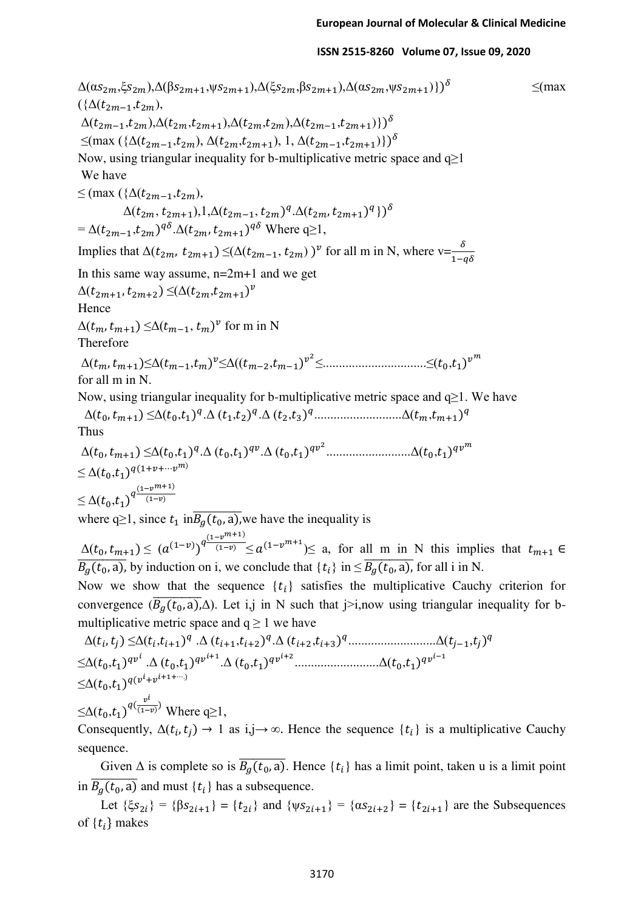$\Delta(\alpha s_{2m},\xi s_{2m}),\Delta(\beta s_{2m+1},\psi s_{2m+1}),\Delta(\xi s_{2m},\beta s_{2m+1}),\Delta(\alpha s_{2m},\psi s_{2m+1})\})^{\delta}$ $\leq$(max $(\{\Delta(t_{2m-1},t_{2m}),$

$\Delta(t_{2m-1},t_{2m}),\Delta(t_{2m},t_{2m+1}),\Delta(t_{2m},t_{2m}),\Delta(t_{2m-1},t_{2m+1})\})^{\delta}$

$\leq(\max(\{\Delta(t_{2m-1},t_{2m}),\ \Delta(t_{2m},t_{2m+1}),\ 1,\ \Delta(t_{2m-1},t_{2m+1})\})^{\delta}$

Now, using triangular inequality for b-multiplicative metric space and $q\geq1$

We have

$\leq(\max(\{\Delta(t_{2m-1},t_{2m}),$

$\Delta(t_{2m},t_{2m+1}),1,\Delta(t_{2m-1},t_{2m})^{q}.\Delta(t_{2m},t_{2m+1})^{q}\})^{\delta}$

$=\Delta(t_{2m-1},t_{2m})^{q\delta}.\Delta(t_{2m},t_{2m+1})^{q\delta}$ Where $q\geq1$,

Implies that $\Delta(t_{2m},t_{2m+1})\leq(\Delta(t_{2m-1},t_{2m}))^{v}$ for all m in N, where $v=\frac{\delta}{1-q\delta}$

In this same way assume, n=2m+1 and we get

$\Delta(t_{2m+1},t_{2m+2})\leq(\Delta(t_{2m},t_{2m+1})^{v}$

Hence

$\Delta(t_{m},t_{m+1})\leq\Delta(t_{m-1},t_{m})^{v}$ for m in N

Therefore

$\Delta(t_{m},t_{m+1})\leq\Delta(t_{m-1},t_{m})^{v}\leq\Delta((t_{m-2},t_{m-1})^{v^{2}}\leq\ldots\ldots\leq(t_{0},t_{1})^{v^{m}}$

for all m in N.

Now, using triangular inequality for b-multiplicative metric space and $q\geq1$. We have

$\Delta(t_{0},t_{m+1})\leq\Delta(t_{0},t_{1})^{q}.\Delta(t_{1},t_{2})^{q}.\Delta(t_{2},t_{3})^{q}\ldots\ldots\Delta(t_{m},t_{m+1})^{q}$

Thus

$\Delta(t_{0},t_{m+1})\leq\Delta(t_{0},t_{1})^{q}.\Delta(t_{0},t_{1})^{qv}.\Delta(t_{0},t_{1})^{qv^{2}}\ldots\ldots\Delta(t_{0},t_{1})^{qv^{m}}$

$\leq\Delta(t_{0},t_{1})^{q(1+v+\cdots v^{m})}$

$\leq\Delta(t_{0},t_{1})^{q\frac{(1-v^{m+1})}{(1-v)}}$

where $q\geq1$, since $t_1$ in$\overline{B_g(t_0,a)}$,we have the inequality is

$\Delta(t_{0},t_{m+1})\leq\ (a^{(1-v)})^{q\frac{(1-v^{m+1})}{(1-v)}}\leq a^{(1-v^{m+1})}\leq$ a, for all m in N this implies that $t_{m+1}\in\overline{B_g(t_0,a)}$, by induction on i, we conclude that $\{t_i\}$ in $\leq\overline{B_g(t_0,a)}$, for all i in N.

Now we show that the sequence $\{t_i\}$ satisfies the multiplicative Cauchy criterion for convergence ($\overline{B_g(t_0,a)}$,$\Delta$). Let i,j in N such that j>i,now using triangular inequality for b-multiplicative metric space and $q\geq1$ we have

$\Delta(t_{i},t_{j})\leq\Delta(t_{i},t_{i+1})^{q}.\Delta(t_{i+1},t_{i+2})^{q}.\Delta(t_{i+2},t_{i+3})^{q}\ldots\ldots\Delta(t_{j-1},t_{j})^{q}$

$\leq\Delta(t_{0},t_{1})^{qv^{i}}.\Delta(t_{0},t_{1})^{qv^{i+1}}.\Delta(t_{0},t_{1})^{qv^{i+2}}\ldots\ldots\Delta(t_{0},t_{1})^{qv^{i-1}}$

$\leq\Delta(t_{0},t_{1})^{q(v^{i}+v^{i+1+\cdots})}$

$\leq\Delta(t_{0},t_{1})^{q(\frac{v^{i}}{(1-v)})}$ Where $q\geq1$,

Consequently, $\Delta(t_i,t_j)\rightarrow1$ as $i,j\rightarrow\infty$. Hence the sequence $\{t_i\}$ is a multiplicative Cauchy sequence.

Given $\Delta$ is complete so is $\overline{B_g(t_0,a)}$. Hence $\{t_i\}$ has a limit point, taken u is a limit point in $\overline{B_g(t_0,a)}$ and must $\{t_i\}$ has a subsequence.

Let $\{\xi s_{2i}\}=\{\beta s_{2i+1}\}=\{t_{2i}\}$ and $\{\psi s_{2i+1}\}=\{\alpha s_{2i+2}\}=\{t_{2i+1}\}$ are the Subsequences of $\{t_i\}$ makes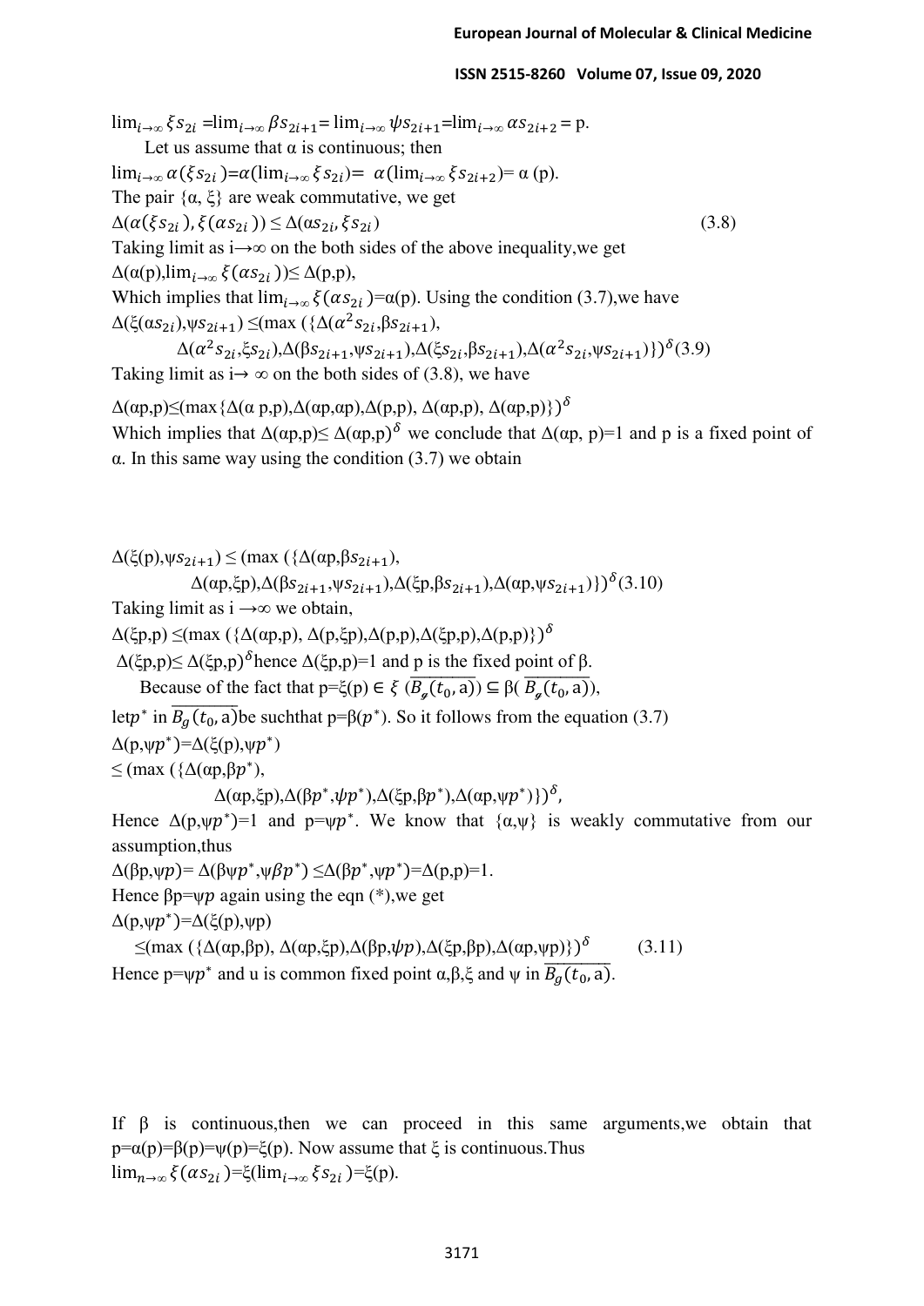$\lim_{i\to\infty} \xi s_{2i} = \lim_{i\to\infty} \beta s_{2i+1} = \lim_{i\to\infty} \psi s_{2i+1} = \lim_{i\to\infty} \alpha s_{2i+2} = p$.

Let us assume that α is continuous; then

$\lim_{i\to\infty} \alpha(\xi s_{2i}) = \alpha(\lim_{i\to\infty} \xi s_{2i}) = \alpha(\lim_{i\to\infty} \xi s_{2i+2}) = \alpha(p)$.

The pair {α, ξ} are weak commutative, we get

$$\Delta(\alpha(\xi s_{2i}), \xi(\alpha s_{2i})) \leq \Delta(\alpha s_{2i}, \xi s_{2i}) \tag{3.8}$$

Taking limit as i→∞ on the both sides of the above inequality,we get

$\Delta(\alpha(p), \lim_{i\to\infty} \xi(\alpha s_{2i})) \leq \Delta(p,p)$,

Which implies that $\lim_{i\to\infty} \xi(\alpha s_{2i}) = \alpha(p)$. Using the condition (3.7),we have

$$\Delta(\xi(\alpha s_{2i}), \psi s_{2i+1}) \leq (\max(\{\Delta(\alpha^2 s_{2i}, \beta s_{2i+1}), \Delta(\alpha^2 s_{2i}, \xi s_{2i}), \Delta(\beta s_{2i+1}, \psi s_{2i+1}), \Delta(\xi s_{2i}, \beta s_{2i+1}), \Delta(\alpha^2 s_{2i}, \psi s_{2i+1})\})^{\delta} \tag{3.9}$$

Taking limit as i→ ∞ on the both sides of (3.8), we have

$\Delta(\alpha p, p) \leq (\max\{\Delta(\alpha p, p), \Delta(\alpha p, \alpha p), \Delta(p,p), \Delta(\alpha p, p), \Delta(\alpha p, p)\})^{\delta}$

Which implies that $\Delta(\alpha p, p) \leq \Delta(\alpha p, p)^{\delta}$ we conclude that $\Delta(\alpha p, p)=1$ and p is a fixed point of α. In this same way using the condition (3.7) we obtain

$$\Delta(\xi(p), \psi s_{2i+1}) \leq (\max(\{\Delta(\alpha p, \beta s_{2i+1}), \Delta(\alpha p, \xi p), \Delta(\beta s_{2i+1}, \psi s_{2i+1}), \Delta(\xi p, \beta s_{2i+1}), \Delta(\alpha p, \psi s_{2i+1})\})^{\delta} \tag{3.10}$$

Taking limit as i →∞ we obtain,

$\Delta(\xi p, p) \leq (\max(\{\Delta(\alpha p, p), \Delta(p, \xi p), \Delta(p,p), \Delta(\xi p, p), \Delta(p,p)\})^{\delta}$

$\Delta(\xi p, p) \leq \Delta(\xi p, p)^{\delta}$ hence $\Delta(\xi p, p)=1$ and p is the fixed point of β.

Because of the fact that $p=\xi(p) \in \xi(\overline{B_g(t_0, a)}) \subseteq \beta(\overline{B_g(t_0, a)})$, let $p^*$ in $\overline{B_g(t_0, a)}$ be such that $p=\beta(p^*)$. So it follows from the equation (3.7)

$\Delta(p, \psi p^*) = \Delta(\xi(p), \psi p^*)$

$\leq (\max(\{\Delta(\alpha p, \beta p^*), \Delta(\alpha p, \xi p), \Delta(\beta p^*, \psi p^*), \Delta(\xi p, \beta p^*), \Delta(\alpha p, \psi p^*)\})^{\delta}$,

Hence $\Delta(p, \psi p^*)=1$ and $p=\psi p^*$. We know that {α,ψ} is weakly commutative from our assumption,thus

$\Delta(\beta p, \psi p) = \Delta(\beta\psi p^*, \psi\beta p^*) \leq \Delta(\beta p^*, \psi p^*) = \Delta(p,p) = 1$.

Hence $\beta p = \psi p$ again using the eqn (*),we get

$$\Delta(p, \psi p^*) = \Delta(\xi(p), \psi p) \leq (\max(\{\Delta(\alpha p, \beta p), \Delta(\alpha p, \xi p), \Delta(\beta p, \psi p), \Delta(\xi p, \beta p), \Delta(\alpha p, \psi p)\})^{\delta} \tag{3.11}$$

Hence $p=\psi p^*$ and u is common fixed point α,β,ξ and ψ in $\overline{B_g(t_0, a)}$.

If β is continuous,then we can proceed in this same arguments,we obtain that $p=\alpha(p)=\beta(p)=\psi(p)=\xi(p)$. Now assume that ξ is continuous.Thus

$\lim_{n\to\infty} \xi(\alpha s_{2i}) = \xi(\lim_{i\to\infty} \xi s_{2i}) = \xi(p)$.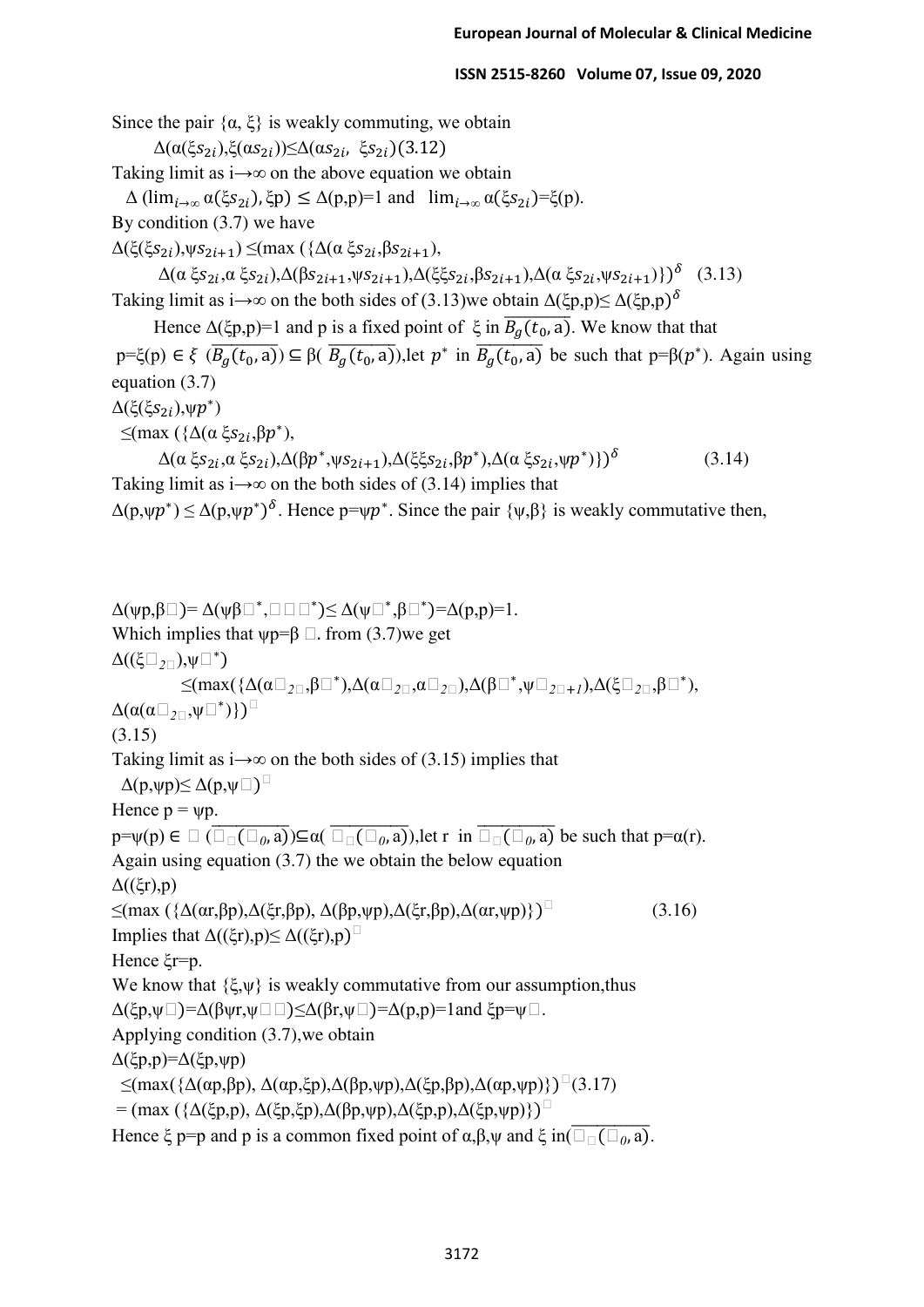Since the pair $\{\alpha, \xi\}$ is weakly commuting, we obtain

$$\Delta(\alpha(\xi s_{2i}),\xi(\alpha s_{2i}))\leq\Delta(\alpha s_{2i},\ \xi s_{2i}) \quad (3.12)$$

Taking limit as $i\rightarrow\infty$ on the above equation we obtain

$\Delta(\lim_{i\rightarrow\infty}\alpha(\xi s_{2i}),\xi p)\leq\Delta(p,p)=1$ and $\lim_{i\rightarrow\infty}\alpha(\xi s_{2i})=\xi(p)$.

By condition (3.7) we have

$$\Delta(\xi(\xi s_{2i}),\psi s_{2i+1})\leq(\max(\{\Delta(\alpha\,\xi s_{2i},\beta s_{2i+1}),\Delta(\alpha\,\xi s_{2i},\alpha\,\xi s_{2i}),\Delta(\beta s_{2i+1},\psi s_{2i+1}),\Delta(\xi\xi s_{2i},\beta s_{2i+1}),\Delta(\alpha\,\xi s_{2i},\psi s_{2i+1})\})^{\delta} \quad (3.13)$$

Taking limit as $i\rightarrow\infty$ on the both sides of (3.13)we obtain $\Delta(\xi p,p)\leq\Delta(\xi p,p)^{\delta}$

Hence $\Delta(\xi p,p)=1$ and p is a fixed point of $\xi$ in $\overline{B_g(t_0,a)}$. We know that that $p=\xi(p)\in\xi(\overline{B_g(t_0,a)})\subseteq\beta(\overline{B_g(t_0,a)})$,let $p^*$ in $\overline{B_g(t_0,a)}$ be such that $p=\beta(p^*)$. Again using equation (3.7)

$$\Delta(\xi(\xi s_{2i}),\psi p^*)\leq(\max(\{\Delta(\alpha\,\xi s_{2i},\beta p^*),\Delta(\alpha\,\xi s_{2i},\alpha\,\xi s_{2i}),\Delta(\beta p^*,\psi s_{2i+1}),\Delta(\xi\xi s_{2i},\beta p^*),\Delta(\alpha\,\xi s_{2i},\psi p^*)\})^{\delta} \quad (3.14)$$

Taking limit as $i\rightarrow\infty$ on the both sides of (3.14) implies that

$\Delta(p,\psi p^*)\leq\Delta(p,\psi p^*)^{\delta}$. Hence $p=\psi p^*$. Since the pair $\{\psi,\beta\}$ is weakly commutative then,

$\Delta(\psi p,\beta p)=\Delta(\psi\beta p^*,\beta\psi p^*)\leq\Delta(\psi p^*,\beta p^*)=\Delta(p,p)=1$.

Which implies that $\psi p=\beta p$. from (3.7)we get

$$\Delta((\xi s_{2i}),\psi p^*)\leq(\max(\{\Delta(\alpha s_{2i},\beta p^*),\Delta(\alpha s_{2i},\alpha s_{2i}),\Delta(\beta p^*,\psi s_{2i+1}),\Delta(\xi s_{2i},\beta p^*),\Delta(\alpha(\alpha s_{2i},\psi p^*)\})^{\delta} \quad (3.15)$$

Taking limit as $i\rightarrow\infty$ on the both sides of (3.15) implies that

$\Delta(p,\psi p)\leq\Delta(p,\psi p)^{\delta}$

Hence $p=\psi p$.

$p=\psi(p)\in\psi(\overline{B_g(t_0,a)})\subseteq\alpha(\overline{B_g(t_0,a)})$,let r in $\overline{B_g(t_0,a)}$ be such that $p=\alpha(r)$.

Again using equation (3.7) the we obtain the below equation

$$\Delta((\xi r),p)\leq(\max(\{\Delta(\alpha r,\beta p),\Delta(\xi r,\beta p),\Delta(\beta p,\psi p),\Delta(\xi r,\beta p),\Delta(\alpha r,\psi p)\})^{\delta} \quad (3.16)$$

Implies that $\Delta((\xi r),p)\leq\Delta((\xi r),p)^{\delta}$

Hence $\xi r=p$.

We know that $\{\xi,\psi\}$ is weakly commutative from our assumption,thus

$\Delta(\xi p,\psi p)=\Delta(\beta\psi r,\psi\beta r)\leq\Delta(\beta r,\psi r)=\Delta(p,p)=1$and $\xi p=\psi p$.

Applying condition (3.7),we obtain

$$\Delta(\xi p,p)=\Delta(\xi p,\psi p)\leq(\max(\{\Delta(\alpha p,\beta p),\Delta(\alpha p,\xi p),\Delta(\beta p,\psi p),\Delta(\xi p,\beta p),\Delta(\alpha p,\psi p)\})^{\delta} \quad (3.17)$$

$$=(\max(\{\Delta(\xi p,p),\Delta(\xi p,\xi p),\Delta(\beta p,\psi p),\Delta(\xi p,p),\Delta(\xi p,\psi p)\})^{\delta}$$

Hence $\xi p=p$ and p is a common fixed point of $\alpha,\beta,\psi$ and $\xi$ in $\overline{B_g(t_0,a)}$.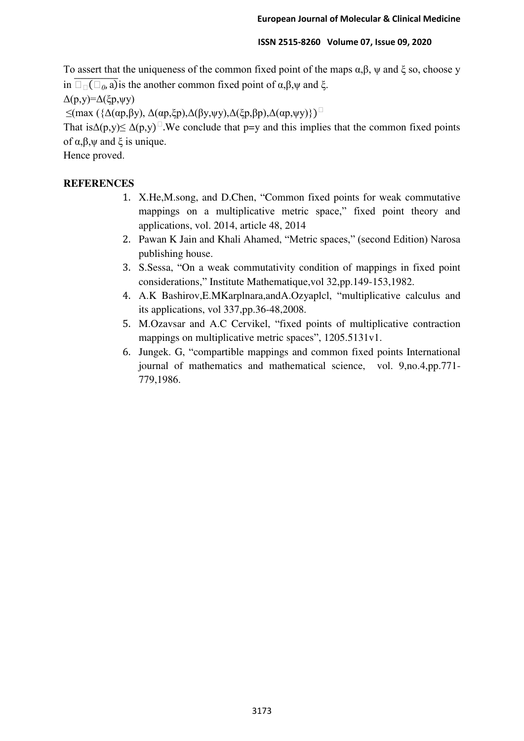To assert that the uniqueness of the common fixed point of the maps α,β, ψ and ξ so, choose y in $\overline{\square_{\square}(\square_0, a)}$ is the another common fixed point of α,β,ψ and ξ.

$\Delta(p,y)=\Delta(\xi p,\psi y)$

$\leq(\max(\{\Delta(\alpha p,\beta y), \Delta(\alpha p,\xi p),\Delta(\beta y,\psi y),\Delta(\xi p,\beta p),\Delta(\alpha p,\psi y)\})^{\square}$

That is $\Delta(p,y)\leq \Delta(p,y)^{\square}$. We conclude that p=y and this implies that the common fixed points of α,β,ψ and ξ is unique.

Hence proved.

## REFERENCES

1. X.He,M.song, and D.Chen, "Common fixed points for weak commutative mappings on a multiplicative metric space," fixed point theory and applications, vol. 2014, article 48, 2014
2. Pawan K Jain and Khali Ahamed, "Metric spaces," (second Edition) Narosa publishing house.
3. S.Sessa, "On a weak commutativity condition of mappings in fixed point considerations," Institute Mathematique,vol 32,pp.149-153,1982.
4. A.K Bashirov,E.MKarplnara,andA.Ozyaplcl, "multiplicative calculus and its applications, vol 337,pp.36-48,2008.
5. M.Ozavsar and A.C Cervikel, "fixed points of multiplicative contraction mappings on multiplicative metric spaces", 1205.5131v1.
6. Jungek. G, "compartible mappings and common fixed points International journal of mathematics and mathematical science, vol. 9,no.4,pp.771-779,1986.